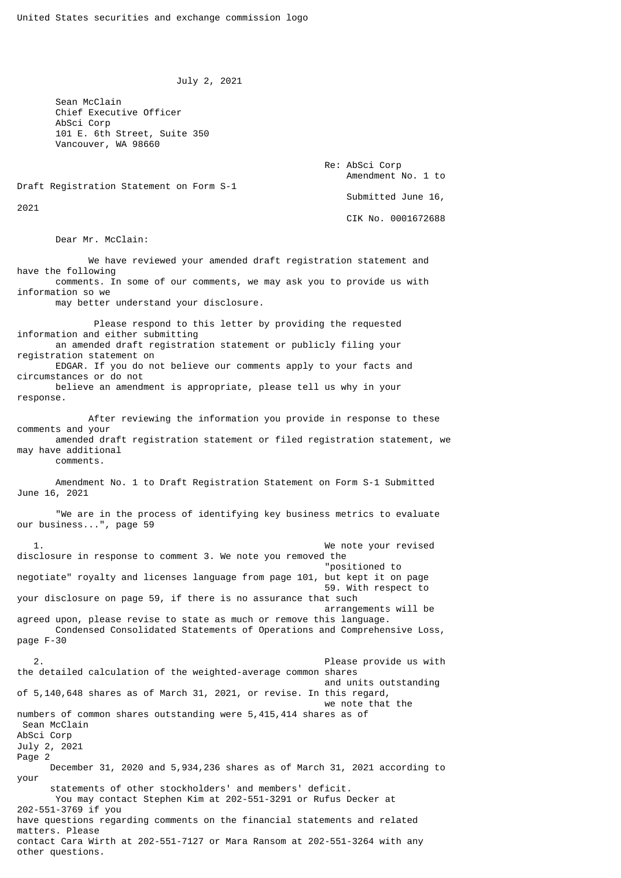United States securities and exchange commission logo

July 2, 2021

Sean McClain
Chief Executive Officer
AbSci Corp
101 E. 6th Street, Suite 350
Vancouver, WA 98660

Re: AbSci Corp
Amendment No. 1 to Draft Registration Statement on Form S-1
Submitted June 16, 2021
CIK No. 0001672688

Dear Mr. McClain:

We have reviewed your amended draft registration statement and have the following comments. In some of our comments, we may ask you to provide us with information so we may better understand your disclosure.

Please respond to this letter by providing the requested information and either submitting an amended draft registration statement or publicly filing your registration statement on EDGAR. If you do not believe our comments apply to your facts and circumstances or do not believe an amendment is appropriate, please tell us why in your response.

After reviewing the information you provide in response to these comments and your amended draft registration statement or filed registration statement, we may have additional comments.

Amendment No. 1 to Draft Registration Statement on Form S-1 Submitted June 16, 2021

"We are in the process of identifying key business metrics to evaluate our business...", page 59

1. We note your revised disclosure in response to comment 3. We note you removed the "positioned to negotiate" royalty and licenses language from page 101, but kept it on page 59. With respect to your disclosure on page 59, if there is no assurance that such arrangements will be agreed upon, please revise to state as much or remove this language.

Condensed Consolidated Statements of Operations and Comprehensive Loss, page F-30

2. Please provide us with the detailed calculation of the weighted-average common shares and units outstanding of 5,140,648 shares as of March 31, 2021, or revise. In this regard, we note that the numbers of common shares outstanding were 5,415,414 shares as of December 31, 2020 and 5,934,236 shares as of March 31, 2021 according to your statements of other stockholders' and members' deficit.

You may contact Stephen Kim at 202-551-3291 or Rufus Decker at 202-551-3769 if you have questions regarding comments on the financial statements and related matters. Please contact Cara Wirth at 202-551-7127 or Mara Ransom at 202-551-3264 with any other questions.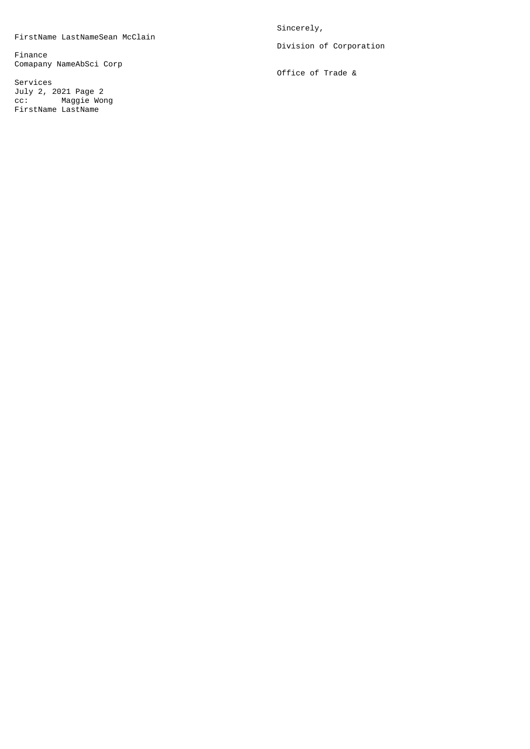Sincerely,

Division of Corporation Finance

Office of Trade & Services

FirstName LastNameSean McClain

Comapany NameAbSci Corp

July 2, 2021 Page 2

cc: Maggie Wong

FirstName LastName